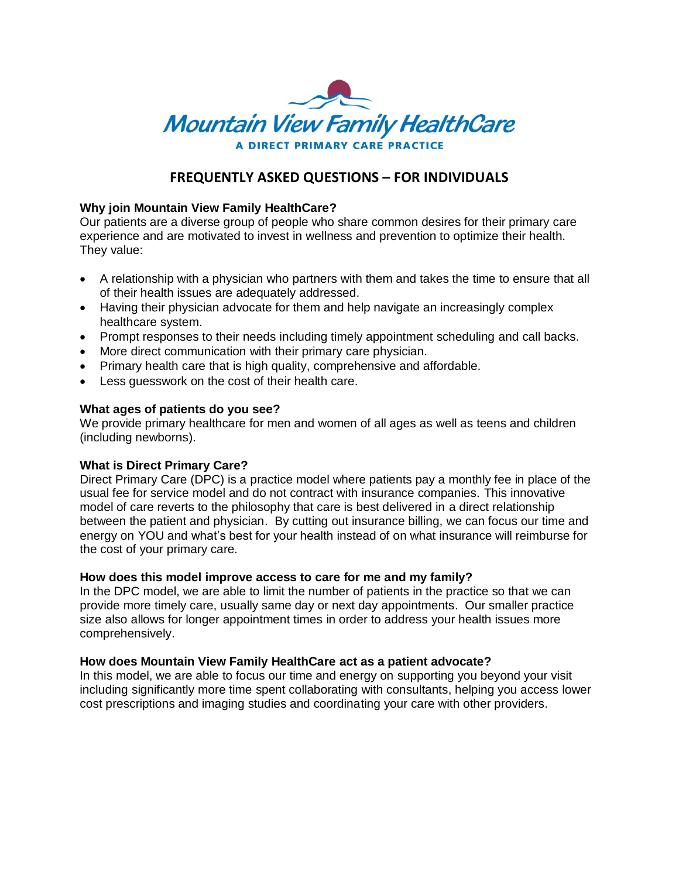# Mountain View Family HealthCare

A DIRECT PRIMARY CARE PRACTICE

## FREQUENTLY ASKED QUESTIONS – FOR INDIVIDUALS

**Why join Mountain View Family HealthCare?**

Our patients are a diverse group of people who share common desires for their primary care experience and are motivated to invest in wellness and prevention to optimize their health. They value:

- A relationship with a physician who partners with them and takes the time to ensure that all of their health issues are adequately addressed.
- Having their physician advocate for them and help navigate an increasingly complex healthcare system.
- Prompt responses to their needs including timely appointment scheduling and call backs.
- More direct communication with their primary care physician.
- Primary health care that is high quality, comprehensive and affordable.
- Less guesswork on the cost of their health care.

**What ages of patients do you see?**

We provide primary healthcare for men and women of all ages as well as teens and children (including newborns).

**What is Direct Primary Care?**

Direct Primary Care (DPC) is a practice model where patients pay a monthly fee in place of the usual fee for service model and do not contract with insurance companies. This innovative model of care reverts to the philosophy that care is best delivered in a direct relationship between the patient and physician. By cutting out insurance billing, we can focus our time and energy on YOU and what's best for your health instead of on what insurance will reimburse for the cost of your primary care.

**How does this model improve access to care for me and my family?**

In the DPC model, we are able to limit the number of patients in the practice so that we can provide more timely care, usually same day or next day appointments. Our smaller practice size also allows for longer appointment times in order to address your health issues more comprehensively.

**How does Mountain View Family HealthCare act as a patient advocate?**

In this model, we are able to focus our time and energy on supporting you beyond your visit including significantly more time spent collaborating with consultants, helping you access lower cost prescriptions and imaging studies and coordinating your care with other providers.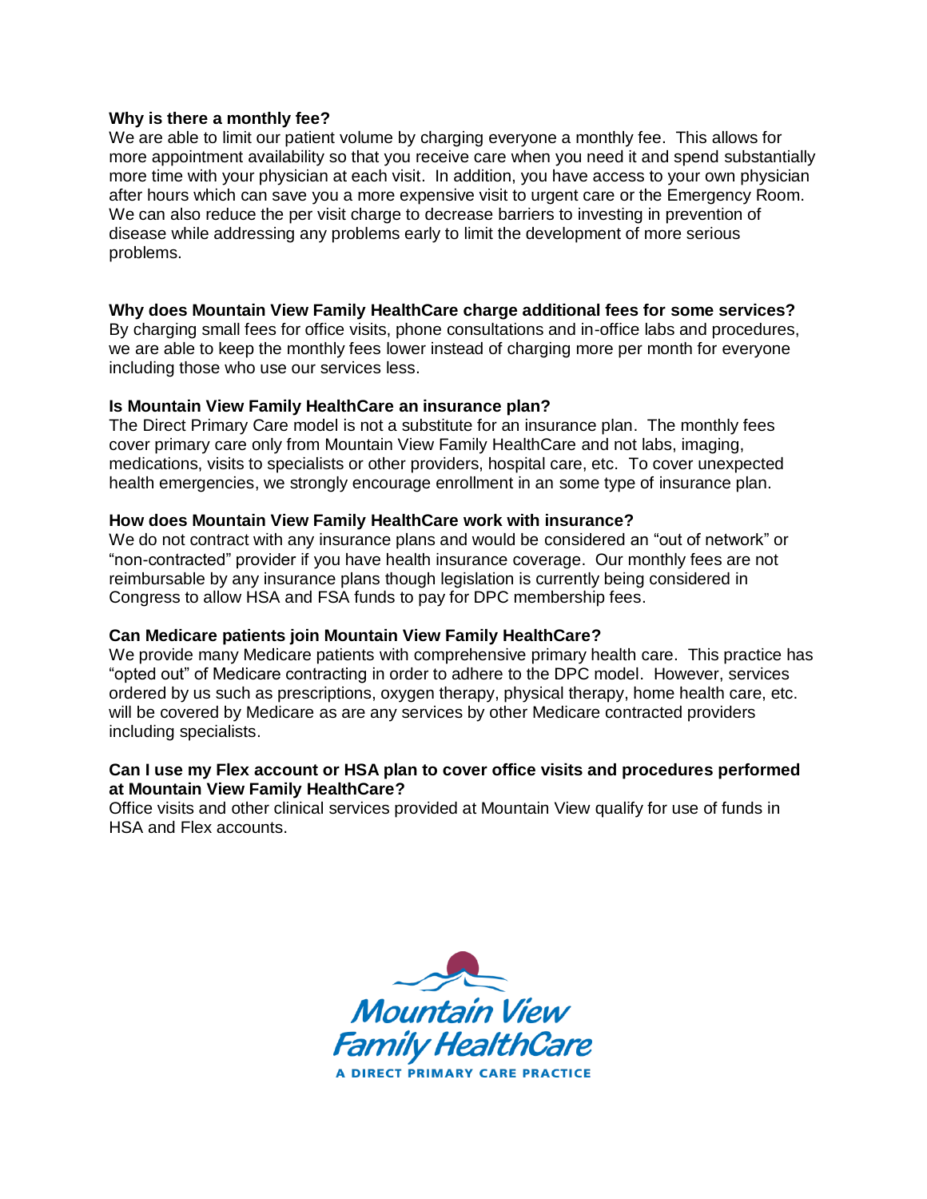**Why is there a monthly fee?**

We are able to limit our patient volume by charging everyone a monthly fee. This allows for more appointment availability so that you receive care when you need it and spend substantially more time with your physician at each visit. In addition, you have access to your own physician after hours which can save you a more expensive visit to urgent care or the Emergency Room. We can also reduce the per visit charge to decrease barriers to investing in prevention of disease while addressing any problems early to limit the development of more serious problems.

**Why does Mountain View Family HealthCare charge additional fees for some services?**

By charging small fees for office visits, phone consultations and in-office labs and procedures, we are able to keep the monthly fees lower instead of charging more per month for everyone including those who use our services less.

**Is Mountain View Family HealthCare an insurance plan?**

The Direct Primary Care model is not a substitute for an insurance plan. The monthly fees cover primary care only from Mountain View Family HealthCare and not labs, imaging, medications, visits to specialists or other providers, hospital care, etc. To cover unexpected health emergencies, we strongly encourage enrollment in an some type of insurance plan.

**How does Mountain View Family HealthCare work with insurance?**

We do not contract with any insurance plans and would be considered an "out of network" or "non-contracted" provider if you have health insurance coverage. Our monthly fees are not reimbursable by any insurance plans though legislation is currently being considered in Congress to allow HSA and FSA funds to pay for DPC membership fees.

**Can Medicare patients join Mountain View Family HealthCare?**

We provide many Medicare patients with comprehensive primary health care. This practice has "opted out" of Medicare contracting in order to adhere to the DPC model. However, services ordered by us such as prescriptions, oxygen therapy, physical therapy, home health care, etc. will be covered by Medicare as are any services by other Medicare contracted providers including specialists.

**Can I use my Flex account or HSA plan to cover office visits and procedures performed at Mountain View Family HealthCare?**

Office visits and other clinical services provided at Mountain View qualify for use of funds in HSA and Flex accounts.

Mountain View Family HealthCare

A DIRECT PRIMARY CARE PRACTICE